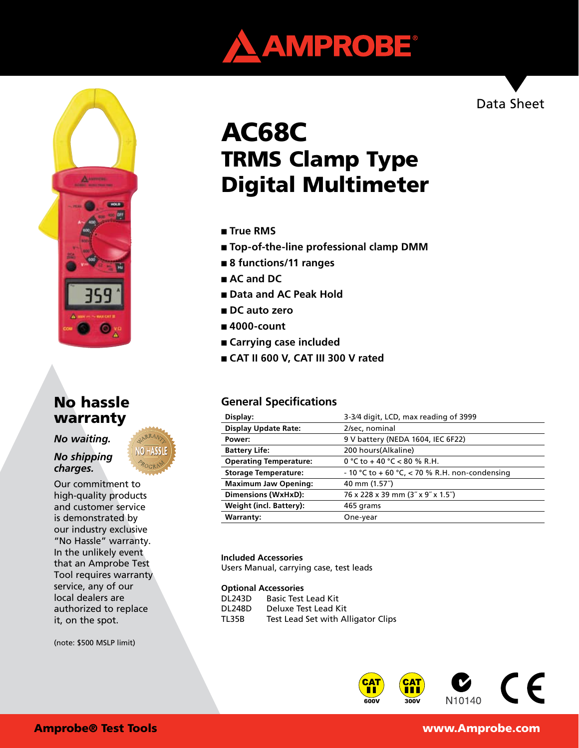AMPROBE®

Data Sheet

# AC68C
# TRMS Clamp Type Digital Multimeter

- True RMS
- Top-of-the-line professional clamp DMM
- 8 functions/11 ranges
- AC and DC
- Data and AC Peak Hold
- DC auto zero
- 4000-count
- Carrying case included
- CAT II 600 V, CAT III 300 V rated

## No hassle warranty

***No waiting.***

***No shipping charges.***

Our commitment to high-quality products and customer service is demonstrated by our industry exclusive "No Hassle" warranty. In the unlikely event that an Amprobe Test Tool requires warranty service, any of our local dealers are authorized to replace it, on the spot.

(note: $500 MSLP limit)

## General Specifications

| | |
|---|---|
| **Display:** | 3-3⁄4 digit, LCD, max reading of 3999 |
| **Display Update Rate:** | 2/sec, nominal |
| **Power:** | 9 V battery (NEDA 1604, IEC 6F22) |
| **Battery Life:** | 200 hours(Alkaline) |
| **Operating Temperature:** | 0 °C to + 40 °C < 80 % R.H. |
| **Storage Temperature:** | - 10 °C to + 60 °C, < 70 % R.H. non-condensing |
| **Maximum Jaw Opening:** | 40 mm (1.57˝) |
| **Dimensions (WxHxD):** | 76 x 228 x 39 mm (3˝ x 9˝ x 1.5˝) |
| **Weight (incl. Battery):** | 465 grams |
| **Warranty:** | One-year |

**Included Accessories**

Users Manual, carrying case, test leads

**Optional Accessories**

| | |
|---|---|
| DL243D | Basic Test Lead Kit |
| DL248D | Deluxe Test Lead Kit |
| TL35B | Test Lead Set with Alligator Clips |

CAT II 600V CAT III 300V N10140 CE

**Amprobe® Test Tools** **www.Amprobe.com**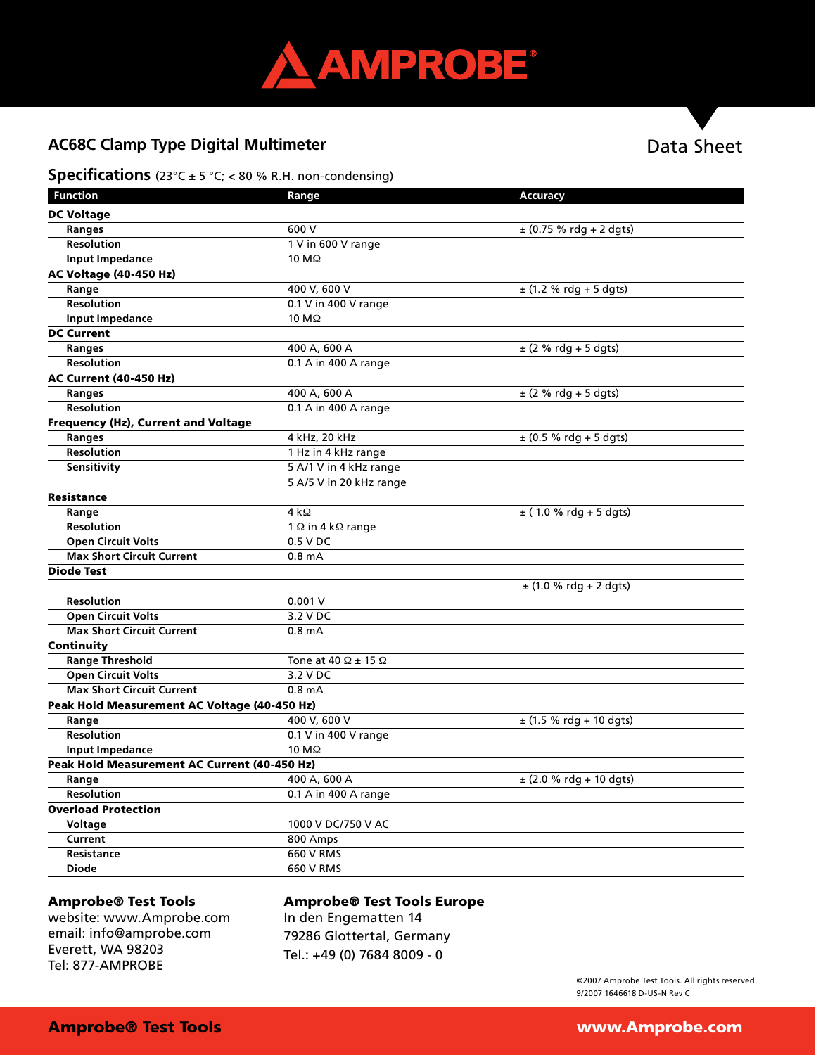## AC68C Clamp Type Digital Multimeter

Data Sheet

## Specifications (23°C ± 5 °C; < 80 % R.H. non-condensing)

| Function | Range | Accuracy |
|---|---|---|
| **DC Voltage** | | |
| **Ranges** | 600 V | ± (0.75 % rdg + 2 dgts) |
| **Resolution** | 1 V in 600 V range | |
| **Input Impedance** | 10 MΩ | |
| **AC Voltage (40-450 Hz)** | | |
| **Range** | 400 V, 600 V | ± (1.2 % rdg + 5 dgts) |
| **Resolution** | 0.1 V in 400 V range | |
| **Input Impedance** | 10 MΩ | |
| **DC Current** | | |
| **Ranges** | 400 A, 600 A | ± (2 % rdg + 5 dgts) |
| **Resolution** | 0.1 A in 400 A range | |
| **AC Current (40-450 Hz)** | | |
| **Ranges** | 400 A, 600 A | ± (2 % rdg + 5 dgts) |
| **Resolution** | 0.1 A in 400 A range | |
| **Frequency (Hz), Current and Voltage** | | |
| **Ranges** | 4 kHz, 20 kHz | ± (0.5 % rdg + 5 dgts) |
| **Resolution** | 1 Hz in 4 kHz range | |
| **Sensitivity** | 5 A/1 V in 4 kHz range | |
| | 5 A/5 V in 20 kHz range | |
| **Resistance** | | |
| **Range** | 4 kΩ | ± ( 1.0 % rdg + 5 dgts) |
| **Resolution** | 1 Ω in 4 kΩ range | |
| **Open Circuit Volts** | 0.5 V DC | |
| **Max Short Circuit Current** | 0.8 mA | |
| **Diode Test** | | |
| | | ± (1.0 % rdg + 2 dgts) |
| **Resolution** | 0.001 V | |
| **Open Circuit Volts** | 3.2 V DC | |
| **Max Short Circuit Current** | 0.8 mA | |
| **Continuity** | | |
| **Range Threshold** | Tone at 40 Ω ± 15 Ω | |
| **Open Circuit Volts** | 3.2 V DC | |
| **Max Short Circuit Current** | 0.8 mA | |
| **Peak Hold Measurement AC Voltage (40-450 Hz)** | | |
| **Range** | 400 V, 600 V | ± (1.5 % rdg + 10 dgts) |
| **Resolution** | 0.1 V in 400 V range | |
| **Input Impedance** | 10 MΩ | |
| **Peak Hold Measurement AC Current (40-450 Hz)** | | |
| **Range** | 400 A, 600 A | ± (2.0 % rdg + 10 dgts) |
| **Resolution** | 0.1 A in 400 A range | |
| **Overload Protection** | | |
| **Voltage** | 1000 V DC/750 V AC | |
| **Current** | 800 Amps | |
| **Resistance** | 660 V RMS | |
| **Diode** | 660 V RMS | |

**Amprobe® Test Tools**
website: www.Amprobe.com
email: info@amprobe.com
Everett, WA 98203
Tel: 877-AMPROBE

**Amprobe® Test Tools Europe**
In den Engematten 14
79286 Glottertal, Germany
Tel.: +49 (0) 7684 8009 - 0

©2007 Amprobe Test Tools. All rights reserved.
9/2007 1646618 D-US-N Rev C